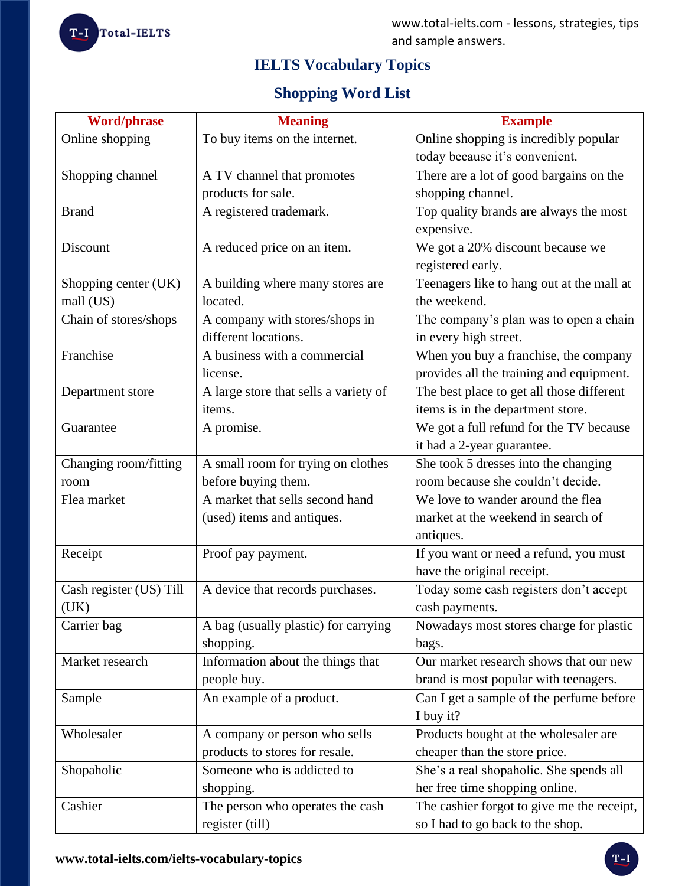# IELTS Vocabulary Topics

## Shopping Word List

| Word/phrase | Meaning | Example |
|---|---|---|
| Online shopping | To buy items on the internet. | Online shopping is incredibly popular today because it's convenient. |
| Shopping channel | A TV channel that promotes products for sale. | There are a lot of good bargains on the shopping channel. |
| Brand | A registered trademark. | Top quality brands are always the most expensive. |
| Discount | A reduced price on an item. | We got a 20% discount because we registered early. |
| Shopping center (UK) mall (US) | A building where many stores are located. | Teenagers like to hang out at the mall at the weekend. |
| Chain of stores/shops | A company with stores/shops in different locations. | The company's plan was to open a chain in every high street. |
| Franchise | A business with a commercial license. | When you buy a franchise, the company provides all the training and equipment. |
| Department store | A large store that sells a variety of items. | The best place to get all those different items is in the department store. |
| Guarantee | A promise. | We got a full refund for the TV because it had a 2-year guarantee. |
| Changing room/fitting room | A small room for trying on clothes before buying them. | She took 5 dresses into the changing room because she couldn't decide. |
| Flea market | A market that sells second hand (used) items and antiques. | We love to wander around the flea market at the weekend in search of antiques. |
| Receipt | Proof pay payment. | If you want or need a refund, you must have the original receipt. |
| Cash register (US) Till (UK) | A device that records purchases. | Today some cash registers don't accept cash payments. |
| Carrier bag | A bag (usually plastic) for carrying shopping. | Nowadays most stores charge for plastic bags. |
| Market research | Information about the things that people buy. | Our market research shows that our new brand is most popular with teenagers. |
| Sample | An example of a product. | Can I get a sample of the perfume before I buy it? |
| Wholesaler | A company or person who sells products to stores for resale. | Products bought at the wholesaler are cheaper than the store price. |
| Shopaholic | Someone who is addicted to shopping. | She's a real shopaholic. She spends all her free time shopping online. |
| Cashier | The person who operates the cash register (till) | The cashier forgot to give me the receipt, so I had to go back to the shop. |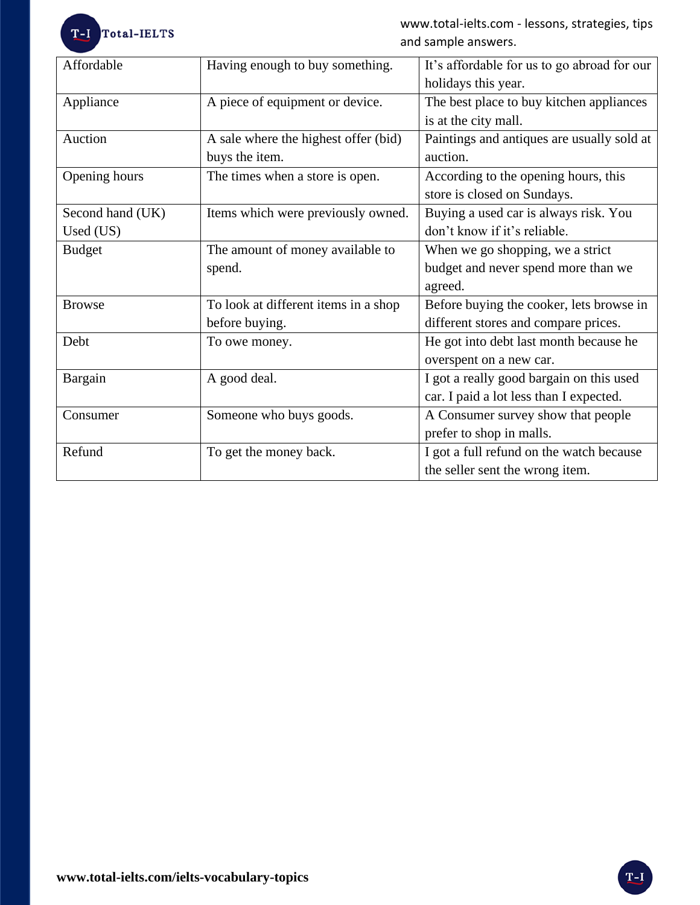| Affordable | Having enough to buy something. | It's affordable for us to go abroad for our holidays this year. |
|---|---|---|
| Appliance | A piece of equipment or device. | The best place to buy kitchen appliances is at the city mall. |
| Auction | A sale where the highest offer (bid) buys the item. | Paintings and antiques are usually sold at auction. |
| Opening hours | The times when a store is open. | According to the opening hours, this store is closed on Sundays. |
| Second hand (UK) Used (US) | Items which were previously owned. | Buying a used car is always risk. You don't know if it's reliable. |
| Budget | The amount of money available to spend. | When we go shopping, we a strict budget and never spend more than we agreed. |
| Browse | To look at different items in a shop before buying. | Before buying the cooker, lets browse in different stores and compare prices. |
| Debt | To owe money. | He got into debt last month because he overspent on a new car. |
| Bargain | A good deal. | I got a really good bargain on this used car. I paid a lot less than I expected. |
| Consumer | Someone who buys goods. | A Consumer survey show that people prefer to shop in malls. |
| Refund | To get the money back. | I got a full refund on the watch because the seller sent the wrong item. |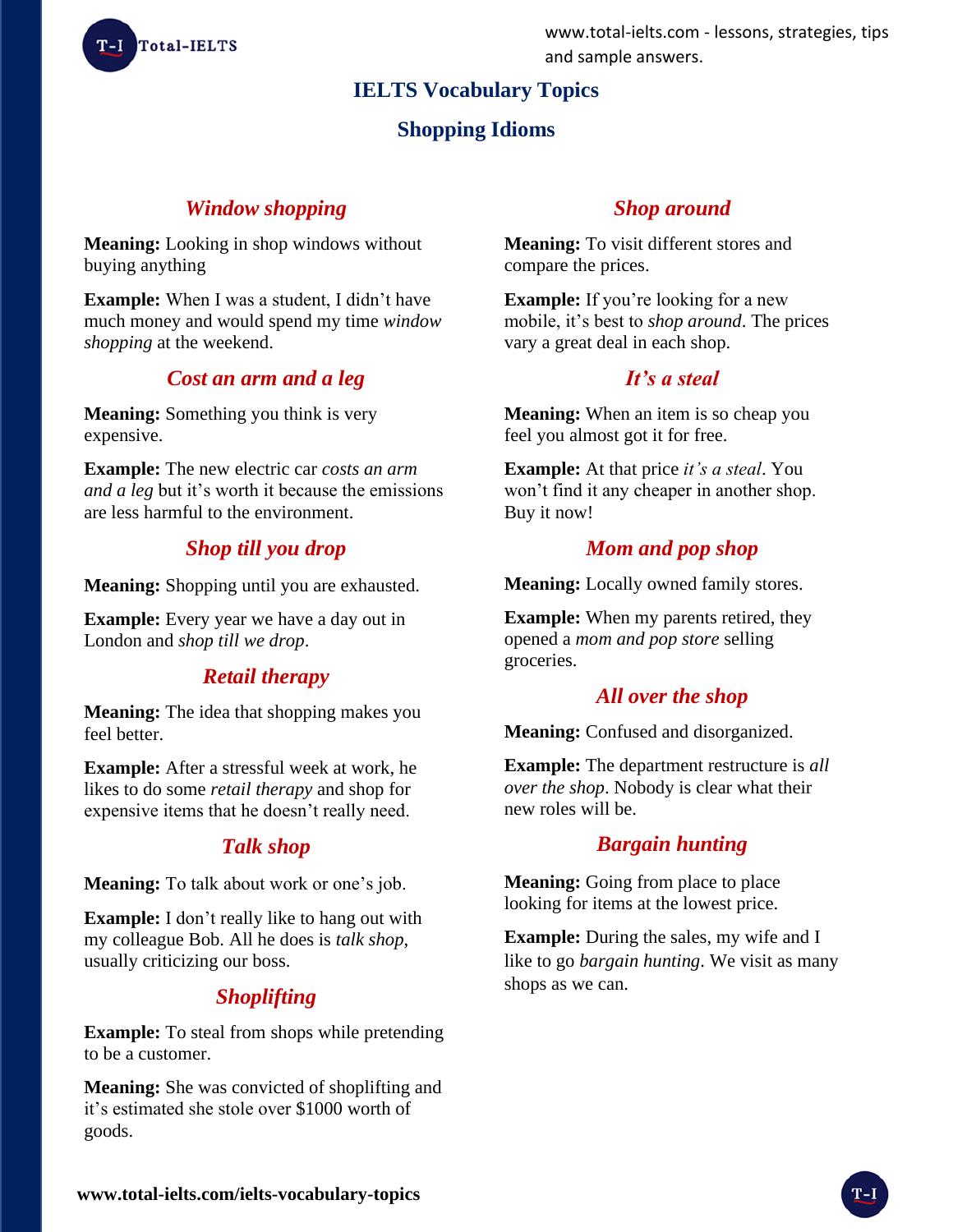# IELTS Vocabulary Topics

## Shopping Idioms

### *Window shopping*

**Meaning:** Looking in shop windows without buying anything

**Example:** When I was a student, I didn't have much money and would spend my time *window shopping* at the weekend.

### *Cost an arm and a leg*

**Meaning:** Something you think is very expensive.

**Example:** The new electric car *costs an arm and a leg* but it's worth it because the emissions are less harmful to the environment.

### *Shop till you drop*

**Meaning:** Shopping until you are exhausted.

**Example:** Every year we have a day out in London and *shop till we drop*.

### *Retail therapy*

**Meaning:** The idea that shopping makes you feel better.

**Example:** After a stressful week at work, he likes to do some *retail therapy* and shop for expensive items that he doesn't really need.

### *Talk shop*

**Meaning:** To talk about work or one's job.

**Example:** I don't really like to hang out with my colleague Bob. All he does is *talk shop*, usually criticizing our boss.

### *Shoplifting*

**Example:** To steal from shops while pretending to be a customer.

**Meaning:** She was convicted of shoplifting and it's estimated she stole over $1000 worth of goods.

### *Shop around*

**Meaning:** To visit different stores and compare the prices.

**Example:** If you're looking for a new mobile, it's best to *shop around*. The prices vary a great deal in each shop.

### *It's a steal*

**Meaning:** When an item is so cheap you feel you almost got it for free.

**Example:** At that price *it's a steal*. You won't find it any cheaper in another shop. Buy it now!

### *Mom and pop shop*

**Meaning:** Locally owned family stores.

**Example:** When my parents retired, they opened a *mom and pop store* selling groceries.

### *All over the shop*

**Meaning:** Confused and disorganized.

**Example:** The department restructure is *all over the shop*. Nobody is clear what their new roles will be.

### *Bargain hunting*

**Meaning:** Going from place to place looking for items at the lowest price.

**Example:** During the sales, my wife and I like to go *bargain hunting*. We visit as many shops as we can.